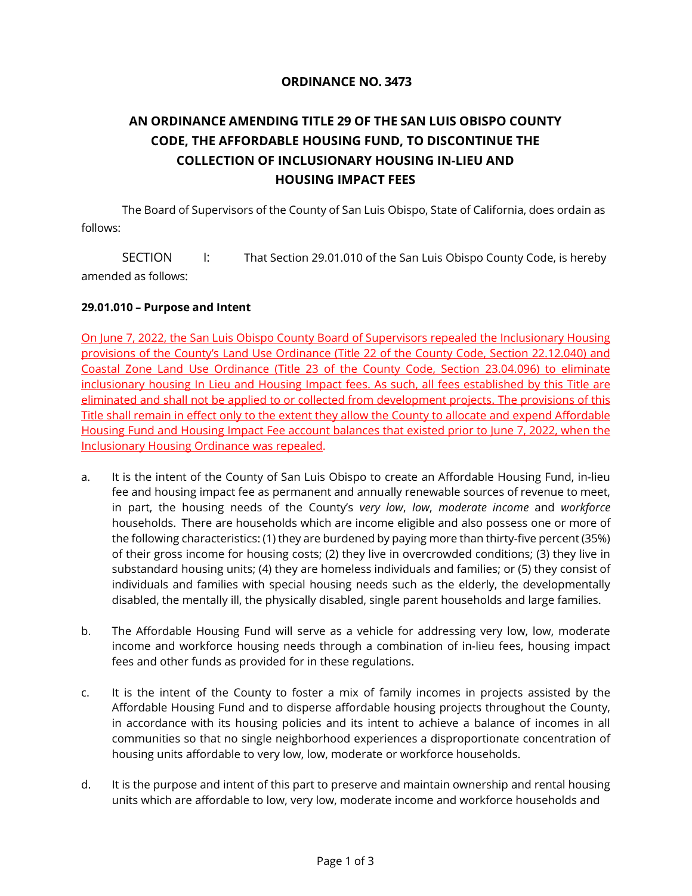**ORDINANCE NO. 3473**

**AN ORDINANCE AMENDING TITLE 29 OF THE SAN LUIS OBISPO COUNTY CODE, THE AFFORDABLE HOUSING FUND, TO DISCONTINUE THE COLLECTION OF INCLUSIONARY HOUSING IN-LIEU AND HOUSING IMPACT FEES**

The Board of Supervisors of the County of San Luis Obispo, State of California, does ordain as follows:

SECTION I: That Section 29.01.010 of the San Luis Obispo County Code, is hereby amended as follows:

**29.01.010 – Purpose and Intent**

On June 7, 2022, the San Luis Obispo County Board of Supervisors repealed the Inclusionary Housing provisions of the County's Land Use Ordinance (Title 22 of the County Code, Section 22.12.040) and Coastal Zone Land Use Ordinance (Title 23 of the County Code, Section 23.04.096) to eliminate inclusionary housing In Lieu and Housing Impact fees. As such, all fees established by this Title are eliminated and shall not be applied to or collected from development projects. The provisions of this Title shall remain in effect only to the extent they allow the County to allocate and expend Affordable Housing Fund and Housing Impact Fee account balances that existed prior to June 7, 2022, when the Inclusionary Housing Ordinance was repealed.

a. It is the intent of the County of San Luis Obispo to create an Affordable Housing Fund, in-lieu fee and housing impact fee as permanent and annually renewable sources of revenue to meet, in part, the housing needs of the County's *very low*, *low*, *moderate income* and *workforce* households. There are households which are income eligible and also possess one or more of the following characteristics: (1) they are burdened by paying more than thirty-five percent (35%) of their gross income for housing costs; (2) they live in overcrowded conditions; (3) they live in substandard housing units; (4) they are homeless individuals and families; or (5) they consist of individuals and families with special housing needs such as the elderly, the developmentally disabled, the mentally ill, the physically disabled, single parent households and large families.

b. The Affordable Housing Fund will serve as a vehicle for addressing very low, low, moderate income and workforce housing needs through a combination of in-lieu fees, housing impact fees and other funds as provided for in these regulations.

c. It is the intent of the County to foster a mix of family incomes in projects assisted by the Affordable Housing Fund and to disperse affordable housing projects throughout the County, in accordance with its housing policies and its intent to achieve a balance of incomes in all communities so that no single neighborhood experiences a disproportionate concentration of housing units affordable to very low, low, moderate or workforce households.

d. It is the purpose and intent of this part to preserve and maintain ownership and rental housing units which are affordable to low, very low, moderate income and workforce households and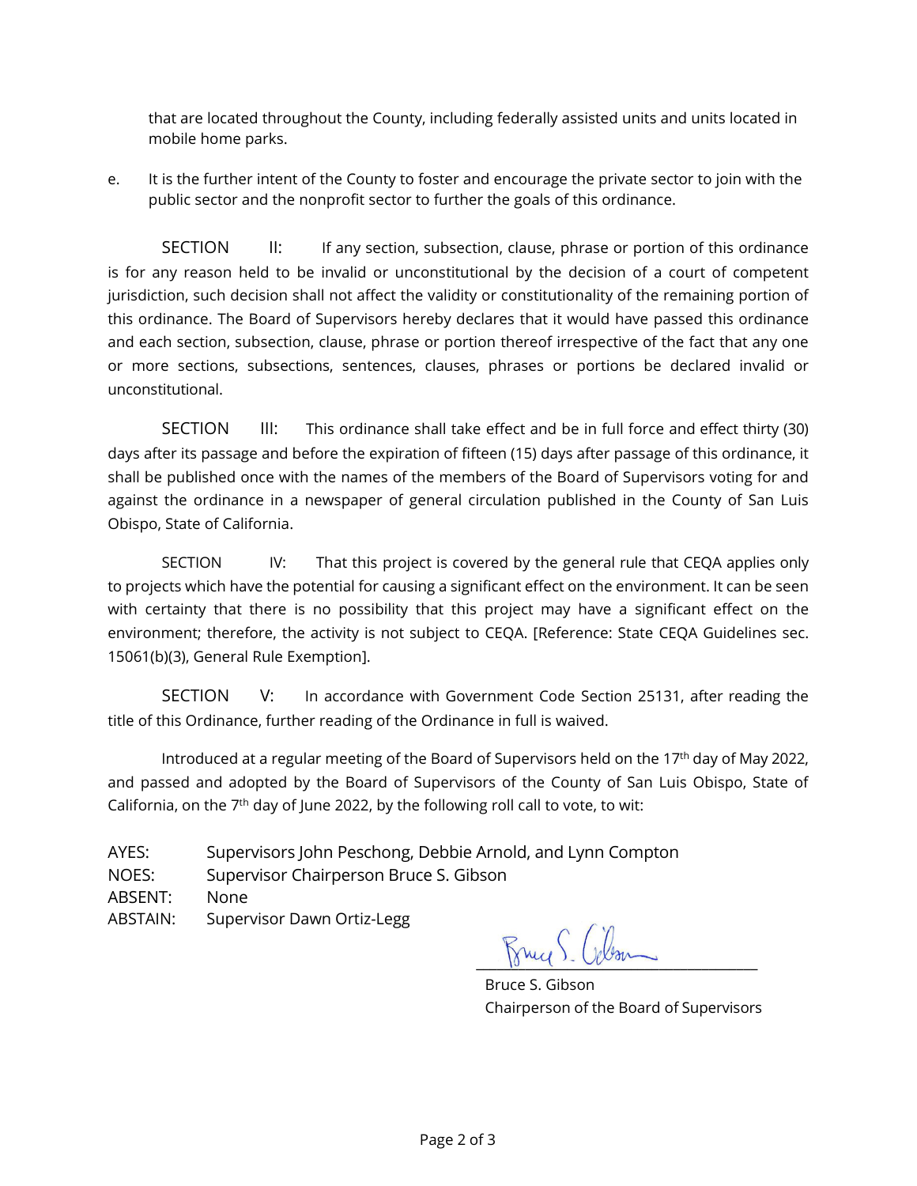that are located throughout the County, including federally assisted units and units located in mobile home parks.

e. It is the further intent of the County to foster and encourage the private sector to join with the public sector and the nonprofit sector to further the goals of this ordinance.

SECTION II: If any section, subsection, clause, phrase or portion of this ordinance is for any reason held to be invalid or unconstitutional by the decision of a court of competent jurisdiction, such decision shall not affect the validity or constitutionality of the remaining portion of this ordinance. The Board of Supervisors hereby declares that it would have passed this ordinance and each section, subsection, clause, phrase or portion thereof irrespective of the fact that any one or more sections, subsections, sentences, clauses, phrases or portions be declared invalid or unconstitutional.

SECTION III: This ordinance shall take effect and be in full force and effect thirty (30) days after its passage and before the expiration of fifteen (15) days after passage of this ordinance, it shall be published once with the names of the members of the Board of Supervisors voting for and against the ordinance in a newspaper of general circulation published in the County of San Luis Obispo, State of California.

SECTION IV: That this project is covered by the general rule that CEQA applies only to projects which have the potential for causing a significant effect on the environment. It can be seen with certainty that there is no possibility that this project may have a significant effect on the environment; therefore, the activity is not subject to CEQA. [Reference: State CEQA Guidelines sec. 15061(b)(3), General Rule Exemption].

SECTION V: In accordance with Government Code Section 25131, after reading the title of this Ordinance, further reading of the Ordinance in full is waived.

Introduced at a regular meeting of the Board of Supervisors held on the 17th day of May 2022, and passed and adopted by the Board of Supervisors of the County of San Luis Obispo, State of California, on the 7th day of June 2022, by the following roll call to vote, to wit:

AYES: Supervisors John Peschong, Debbie Arnold, and Lynn Compton
NOES: Supervisor Chairperson Bruce S. Gibson
ABSENT: None
ABSTAIN: Supervisor Dawn Ortiz-Legg

Bruce S. Gibson
Chairperson of the Board of Supervisors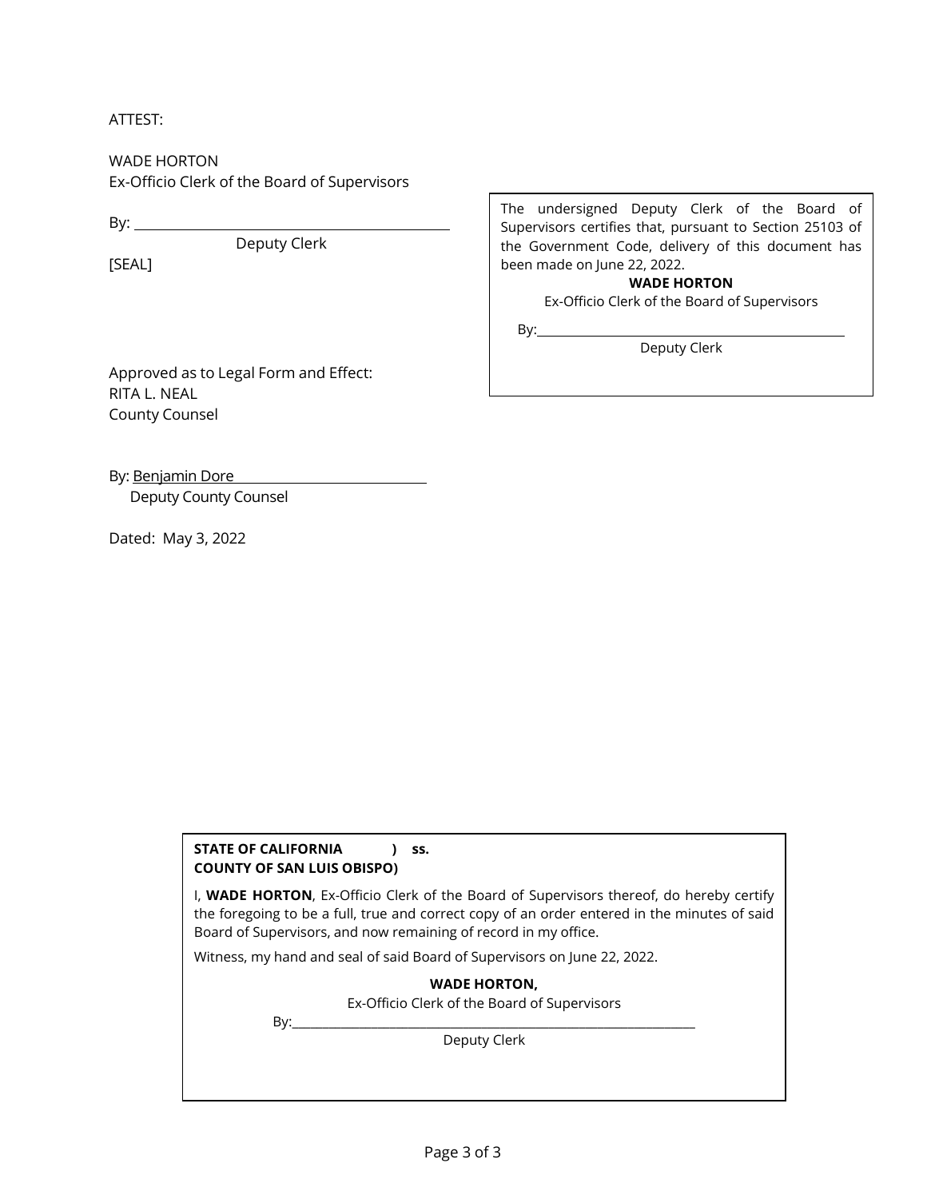ATTEST:

WADE HORTON
Ex-Officio Clerk of the Board of Supervisors

By: ___________________________________
Deputy Clerk

[SEAL]

The undersigned Deputy Clerk of the Board of Supervisors certifies that, pursuant to Section 25103 of the Government Code, delivery of this document has been made on June 22, 2022.

**WADE HORTON**
Ex-Officio Clerk of the Board of Supervisors

By: ___________________________________
Deputy Clerk

Approved as to Legal Form and Effect:
RITA L. NEAL
County Counsel

By: Benjamin Dore
Deputy County Counsel

Dated: May 3, 2022

**STATE OF CALIFORNIA ) ss.**
**COUNTY OF SAN LUIS OBISPO)**

I, **WADE HORTON**, Ex-Officio Clerk of the Board of Supervisors thereof, do hereby certify the foregoing to be a full, true and correct copy of an order entered in the minutes of said Board of Supervisors, and now remaining of record in my office.

Witness, my hand and seal of said Board of Supervisors on June 22, 2022.

**WADE HORTON,**
Ex-Officio Clerk of the Board of Supervisors

By: ___________________________________
Deputy Clerk